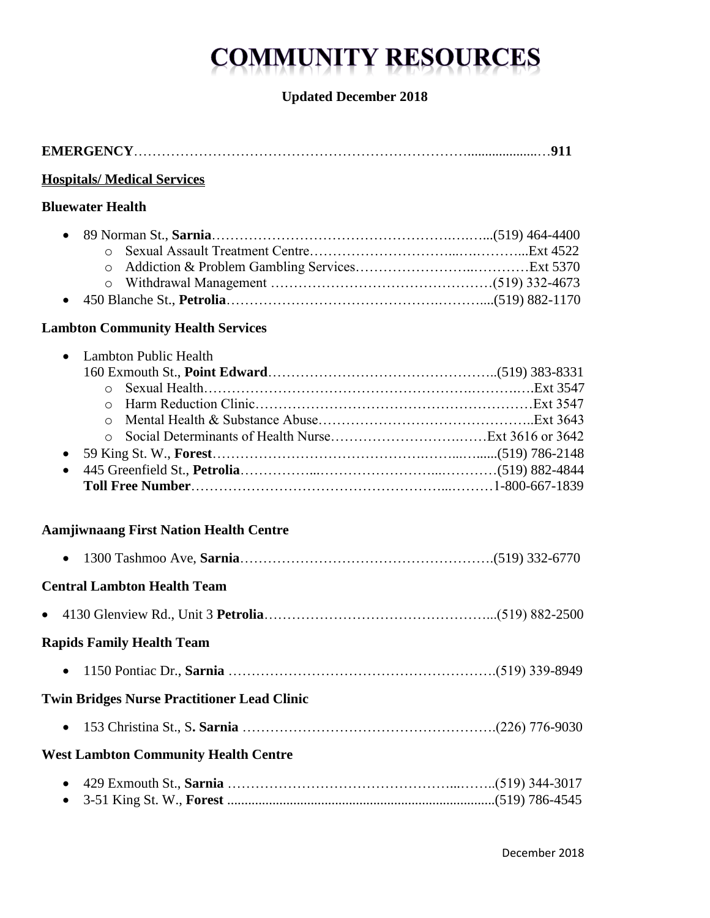# COMMUNITY RESOURCES

**Updated December 2018**

**EMERGENCY**……………………………………………………………………………911

## Hospitals/ Medical Services

### Bluewater Health

- 89 Norman St., **Sarnia**……………………………………………………(519) 464-4400
    - Sexual Assault Treatment Centre……………………………………Ext 4522
    - Addiction & Problem Gambling Services……………………………Ext 5370
    - Withdrawal Management ……………………………………………(519) 332-4673
- 450 Blanche St., **Petrolia**…………………………………………………(519) 882-1170

### Lambton Community Health Services

- Lambton Public Health
  160 Exmouth St., **Point Edward**…………………………………………(519) 383-8331
    - Sexual Health……………………………………………………………Ext 3547
    - Harm Reduction Clinic…………………………………………………Ext 3547
    - Mental Health & Substance Abuse………………………………………Ext 3643
    - Social Determinants of Health Nurse…………………………Ext 3616 or 3642
- 59 King St. W., **Forest**……………………………………………………(519) 786-2148
- 445 Greenfield St., **Petrolia**………………………………………………(519) 882-4844
  **Toll Free Number**…………………………………………………………1-800-667-1839

### Aamjiwnaang First Nation Health Centre

- 1300 Tashmoo Ave, **Sarnia**………………………………………………(519) 332-6770

### Central Lambton Health Team

- 4130 Glenview Rd., Unit 3 **Petrolia**………………………………………(519) 882-2500

### Rapids Family Health Team

- 1150 Pontiac Dr., **Sarnia** …………………………………………………(519) 339-8949

### Twin Bridges Nurse Practitioner Lead Clinic

- 153 Christina St., S**. Sarnia** ………………………………………………(226) 776-9030

### West Lambton Community Health Centre

- 429 Exmouth St., **Sarnia** …………………………………………………(519) 344-3017
- 3-51 King St. W., **Forest** ...................................................................(519) 786-4545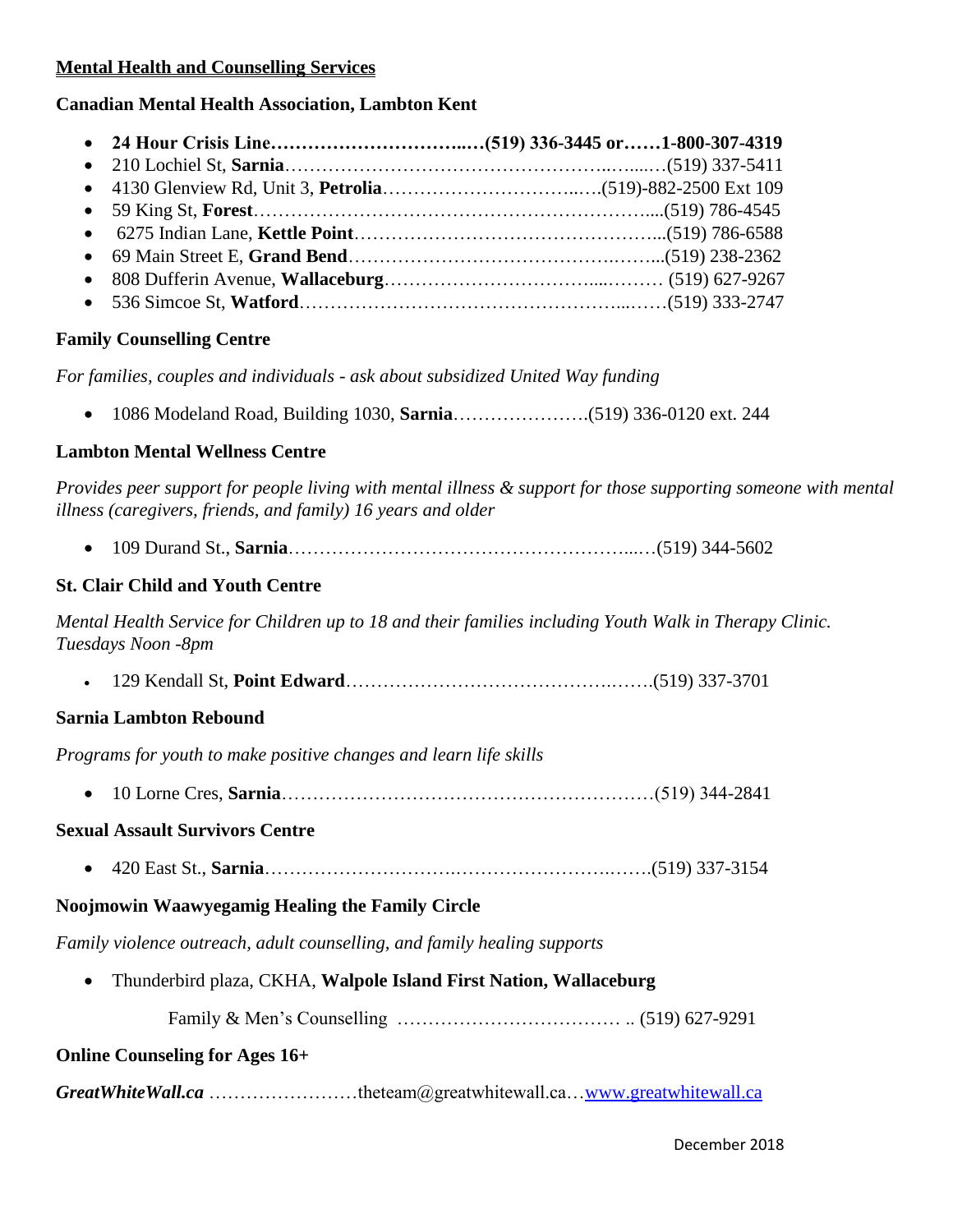## Mental Health and Counselling Services

### Canadian Mental Health Association, Lambton Kent

- **24 Hour Crisis Line…………………………..…(519) 336-3445 or……1-800-307-4319**
- 210 Lochiel St, **Sarnia**………………………………………………..…....…(519) 337-5411
- 4130 Glenview Rd, Unit 3, **Petrolia**……………………………..….(519)-882-2500 Ext 109
- 59 King St, **Forest**…………………………………………………………....(519) 786-4545
- 6275 Indian Lane, **Kettle Point**…………………………………………...(519) 786-6588
- 69 Main Street E, **Grand Bend**…………………………………….……...(519) 238-2362
- 808 Dufferin Avenue, **Wallaceburg**……………………………....……… (519) 627-9267
- 536 Simcoe St, **Watford**……………………………………………...……(519) 333-2747

### Family Counselling Centre

*For families, couples and individuals - ask about subsidized United Way funding*

- 1086 Modeland Road, Building 1030, **Sarnia**………………….(519) 336-0120 ext. 244

### Lambton Mental Wellness Centre

*Provides peer support for people living with mental illness & support for those supporting someone with mental illness (caregivers, friends, and family) 16 years and older*

- 109 Durand St., **Sarnia**………………………………………………...…(519) 344-5602

### St. Clair Child and Youth Centre

*Mental Health Service for Children up to 18 and their families including Youth Walk in Therapy Clinic. Tuesdays Noon -8pm*

- 129 Kendall St, **Point Edward**……………………………………..…….(519) 337-3701

### Sarnia Lambton Rebound

*Programs for youth to make positive changes and learn life skills*

- 10 Lorne Cres, **Sarnia**……………………………………………………(519) 344-2841

### Sexual Assault Survivors Centre

- 420 East St., **Sarnia**…………………………….…………………….…….(519) 337-3154

### Noojmowin Waawyegamig Healing the Family Circle

*Family violence outreach, adult counselling, and family healing supports*

- Thunderbird plaza, CKHA, **Walpole Island First Nation, Wallaceburg**

  Family & Men's Counselling ……………………………… .. (519) 627-9291

### Online Counseling for Ages 16+

***GreatWhiteWall.ca*** ……………………theteam@greatwhitewall.ca…[www.greatwhitewall.ca](http://www.greatwhitewall.ca)

December 2018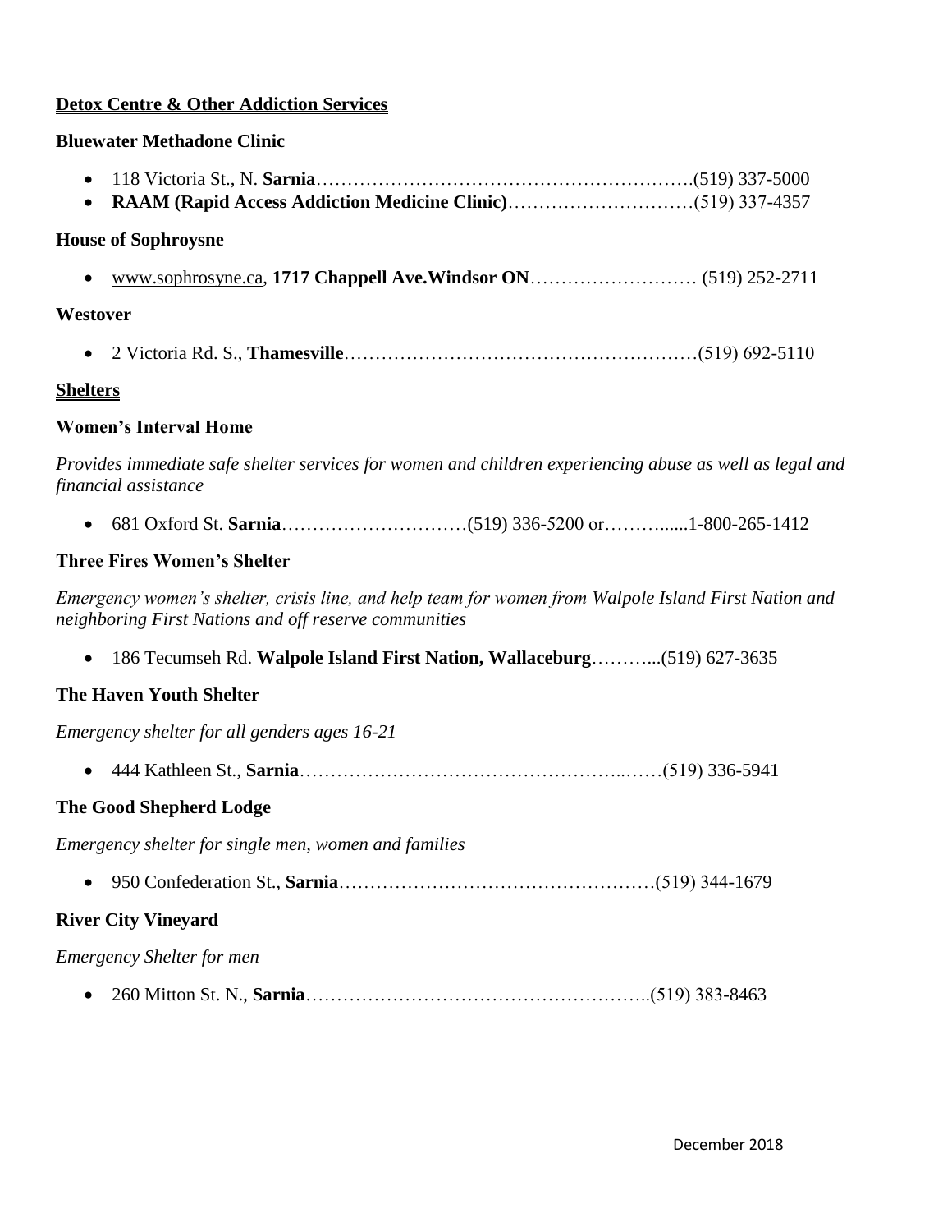**Detox Centre & Other Addiction Services**

**Bluewater Methadone Clinic**

- 118 Victoria St., N. **Sarnia**…………………………………………………….(519) 337-5000
- **RAAM (Rapid Access Addiction Medicine Clinic)**…………………………(519) 337-4357

**House of Sophroysne**

- www.sophrosyne.ca, **1717 Chappell Ave.Windsor ON**……………………… (519) 252-2711

**Westover**

- 2 Victoria Rd. S., **Thamesville**……………………………………………….(519) 692-5110

**Shelters**

**Women's Interval Home**

*Provides immediate safe shelter services for women and children experiencing abuse as well as legal and financial assistance*

- 681 Oxford St. **Sarnia**…………………………(519) 336-5200 or……….....1-800-265-1412

**Three Fires Women's Shelter**

*Emergency women's shelter, crisis line, and help team for women from Walpole Island First Nation and neighboring First Nations and off reserve communities*

- 186 Tecumseh Rd. **Walpole Island First Nation, Wallaceburg**………...(519) 627-3635

**The Haven Youth Shelter**

*Emergency shelter for all genders ages 16-21*

- 444 Kathleen St., **Sarnia**…………………………………………..……(519) 336-5941

**The Good Shepherd Lodge**

*Emergency shelter for single men, women and families*

- 950 Confederation St., **Sarnia**……………………………………………(519) 344-1679

**River City Vineyard**

*Emergency Shelter for men*

- 260 Mitton St. N., **Sarnia**………………………………………………..(519) 383-8463

December 2018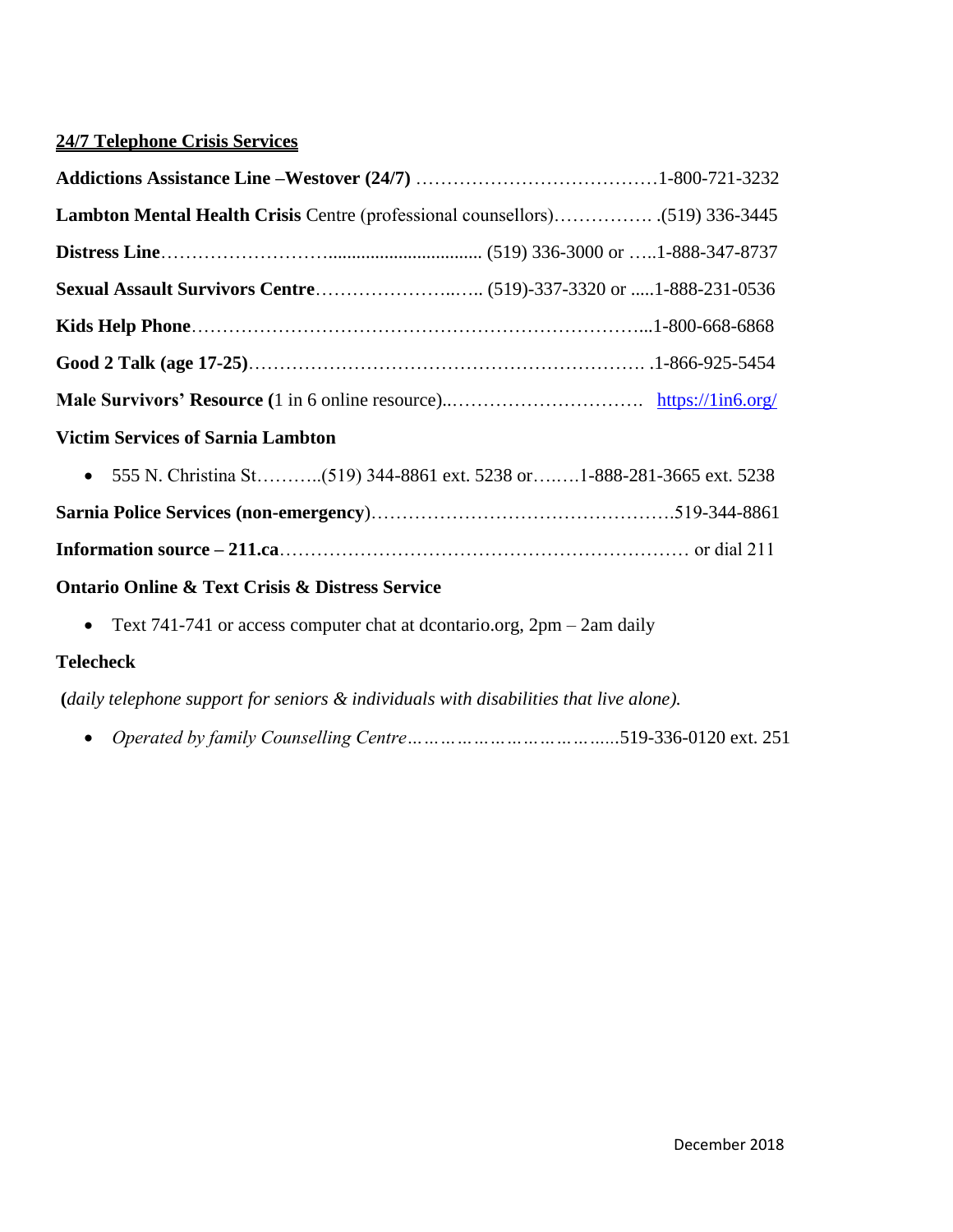## 24/7 Telephone Crisis Services

**Addictions Assistance Line –Westover (24/7)** …………………………………1-800-721-3232

**Lambton Mental Health Crisis** Centre (professional counsellors)……………. .(519) 336-3445

**Distress Line**……………………................................ (519) 336-3000 or …..1-888-347-8737

**Sexual Assault Survivors Centre**…………………..….. (519)-337-3320 or .....1-888-231-0536

**Kids Help Phone**…………………………………………………………...1-800-668-6868

**Good 2 Talk (age 17-25)**……………………………………………………. .1-866-925-5454

**Male Survivors' Resource (**1 in 6 online resource)..…………………………. [https://1in6.org/](https://1in6.org/)

**Victim Services of Sarnia Lambton**

- 555 N. Christina St………..(519) 344-8861 ext. 5238 or….….1-888-281-3665 ext. 5238

**Sarnia Police Services (non-emergency)**…………………………………………..519-344-8861

**Information source – 211.ca**………………………………………………………… or dial 211

**Ontario Online & Text Crisis & Distress Service**

- Text 741-741 or access computer chat at dcontario.org, 2pm – 2am daily

**Telecheck**

**(***daily telephone support for seniors & individuals with disabilities that live alone).*

- *Operated by family Counselling Centre………………………………..*519-336-0120 ext. 251

December 2018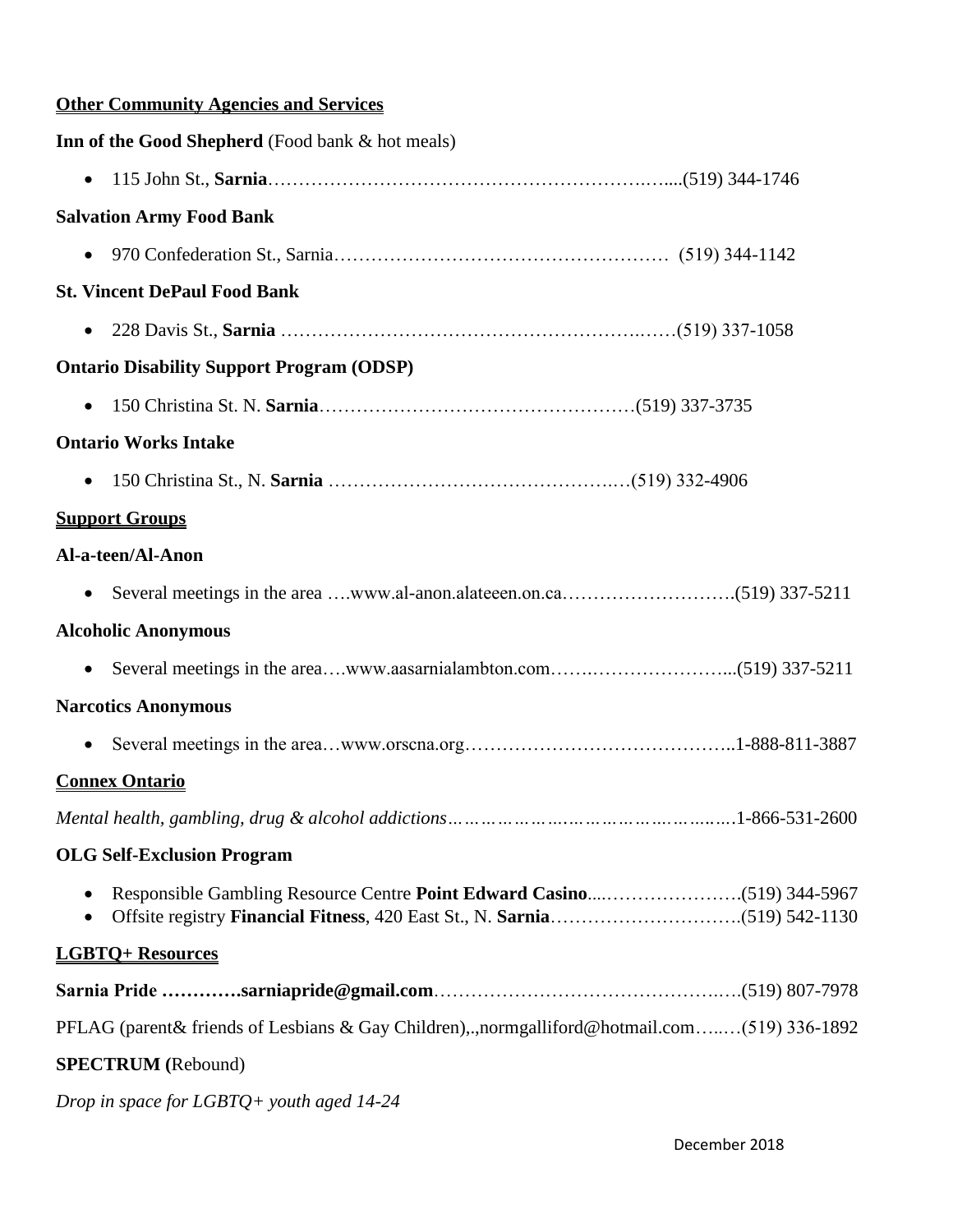**Other Community Agencies and Services**

**Inn of the Good Shepherd** (Food bank & hot meals)

- 115 John St., **Sarnia**……………………………………………………….…....(519) 344-1746

**Salvation Army Food Bank**

- 970 Confederation St., Sarnia……………………………………………… (519) 344-1142

**St. Vincent DePaul Food Bank**

- 228 Davis St., **Sarnia** …………………………………………………….……(519) 337-1058

**Ontario Disability Support Program (ODSP)**

- 150 Christina St. N. **Sarnia**……………………………………………(519) 337-3735

**Ontario Works Intake**

- 150 Christina St., N. **Sarnia** ……………………………………….…(519) 332-4906

**Support Groups**

**Al-a-teen/Al-Anon**

- Several meetings in the area ….www.al-anon.alateeen.on.ca……………………….(519) 337-5211

**Alcoholic Anonymous**

- Several meetings in the area….www.aasarnialambton.com…….…………………...(519) 337-5211

**Narcotics Anonymous**

- Several meetings in the area…www.orscna.org……………………………………..1-888-811-3887

**Connex Ontario**

*Mental health, gambling, drug & alcohol addictions…………………………………………….…*1-866-531-2600

**OLG Self-Exclusion Program**

- Responsible Gambling Resource Centre **Point Edward Casino**....………………….(519) 344-5967
- Offsite registry **Financial Fitness**, 420 East St., N. **Sarnia**………………………….(519) 542-1130

**LGBTQ+ Resources**

**Sarnia Pride ………….sarniapride@gmail.com**……………………………………….….(519) 807-7978

PFLAG (parent& friends of Lesbians & Gay Children),.,normgalliford@hotmail.com…..…(519) 336-1892

**SPECTRUM (**Rebound)

*Drop in space for LGBTQ+ youth aged 14-24*

December 2018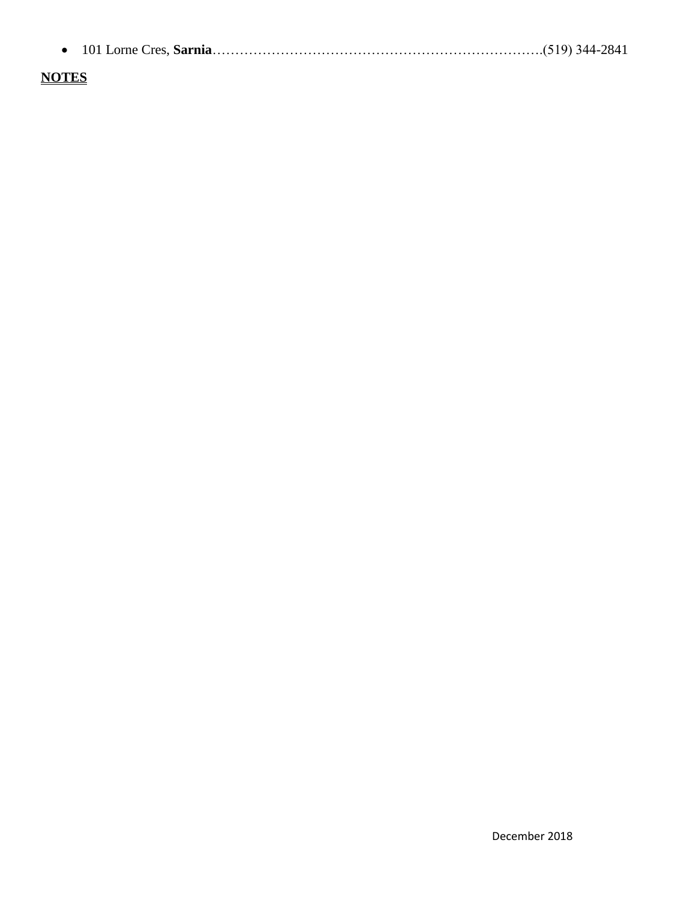- 101 Lorne Cres, **Sarnia**……………………………………………………………….(519) 344-2841

**NOTES**

December 2018